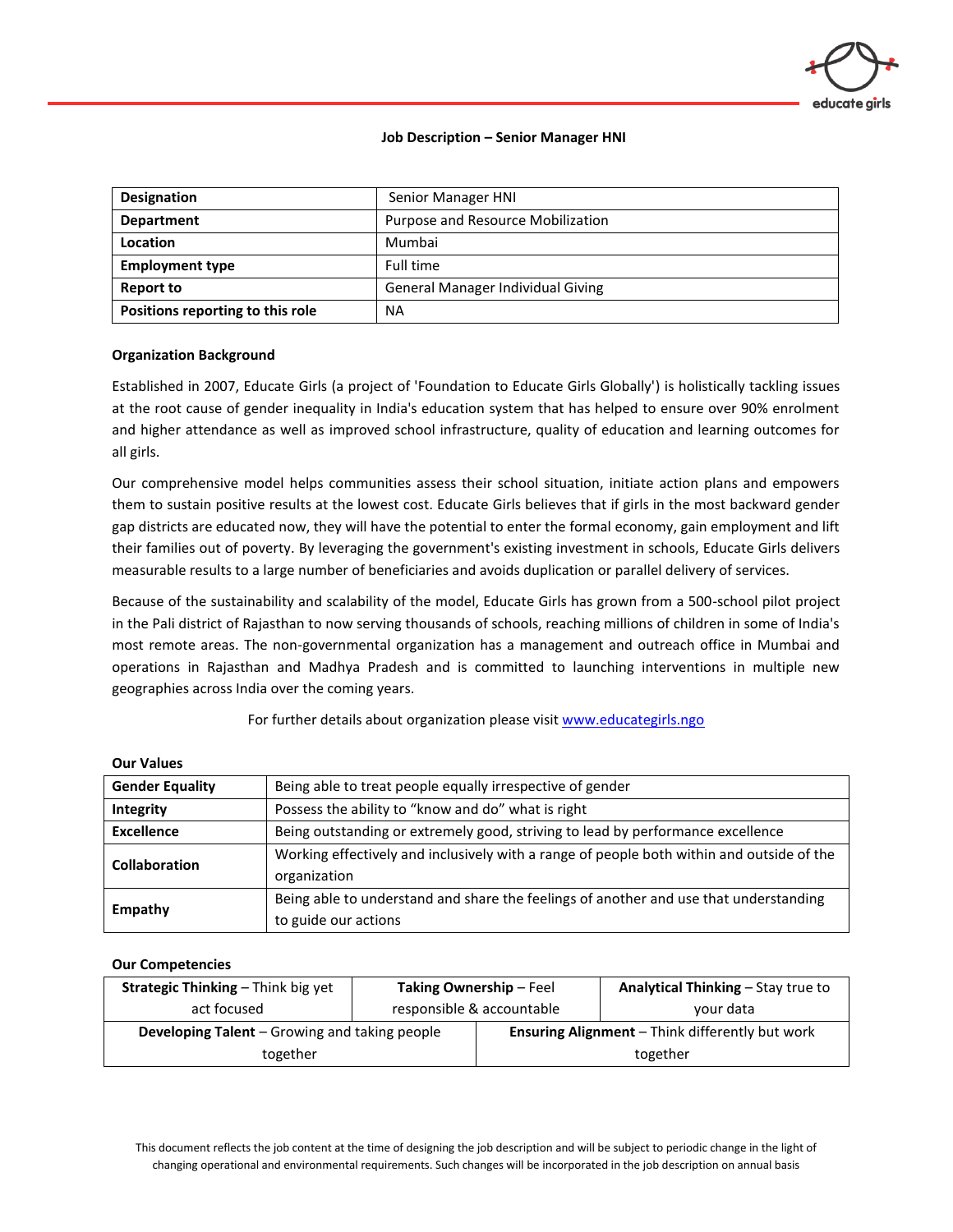# Job Description – Senior Manager HNI

| Designation | Senior Manager HNI |
|---|---|
| Department | Purpose and Resource Mobilization |
| Location | Mumbai |
| Employment type | Full time |
| Report to | General Manager Individual Giving |
| Positions reporting to this role | NA |

## Organization Background

Established in 2007, Educate Girls (a project of 'Foundation to Educate Girls Globally') is holistically tackling issues at the root cause of gender inequality in India's education system that has helped to ensure over 90% enrolment and higher attendance as well as improved school infrastructure, quality of education and learning outcomes for all girls.

Our comprehensive model helps communities assess their school situation, initiate action plans and empowers them to sustain positive results at the lowest cost. Educate Girls believes that if girls in the most backward gender gap districts are educated now, they will have the potential to enter the formal economy, gain employment and lift their families out of poverty. By leveraging the government's existing investment in schools, Educate Girls delivers measurable results to a large number of beneficiaries and avoids duplication or parallel delivery of services.

Because of the sustainability and scalability of the model, Educate Girls has grown from a 500-school pilot project in the Pali district of Rajasthan to now serving thousands of schools, reaching millions of children in some of India's most remote areas. The non-governmental organization has a management and outreach office in Mumbai and operations in Rajasthan and Madhya Pradesh and is committed to launching interventions in multiple new geographies across India over the coming years.

For further details about organization please visit [www.educategirls.ngo](http://www.educategirls.ngo)

## Our Values

| Value | Description |
|---|---|
| **Gender Equality** | Being able to treat people equally irrespective of gender |
| **Integrity** | Possess the ability to "know and do" what is right |
| **Excellence** | Being outstanding or extremely good, striving to lead by performance excellence |
| **Collaboration** | Working effectively and inclusively with a range of people both within and outside of the organization |
| **Empathy** | Being able to understand and share the feelings of another and use that understanding to guide our actions |

## Our Competencies

| | | |
|---|---|---|
| **Strategic Thinking** – Think big yet act focused | **Taking Ownership** – Feel responsible & accountable | **Analytical Thinking** – Stay true to your data |
| **Developing Talent** – Growing and taking people together | **Ensuring Alignment** – Think differently but work together | |

This document reflects the job content at the time of designing the job description and will be subject to periodic change in the light of changing operational and environmental requirements. Such changes will be incorporated in the job description on annual basis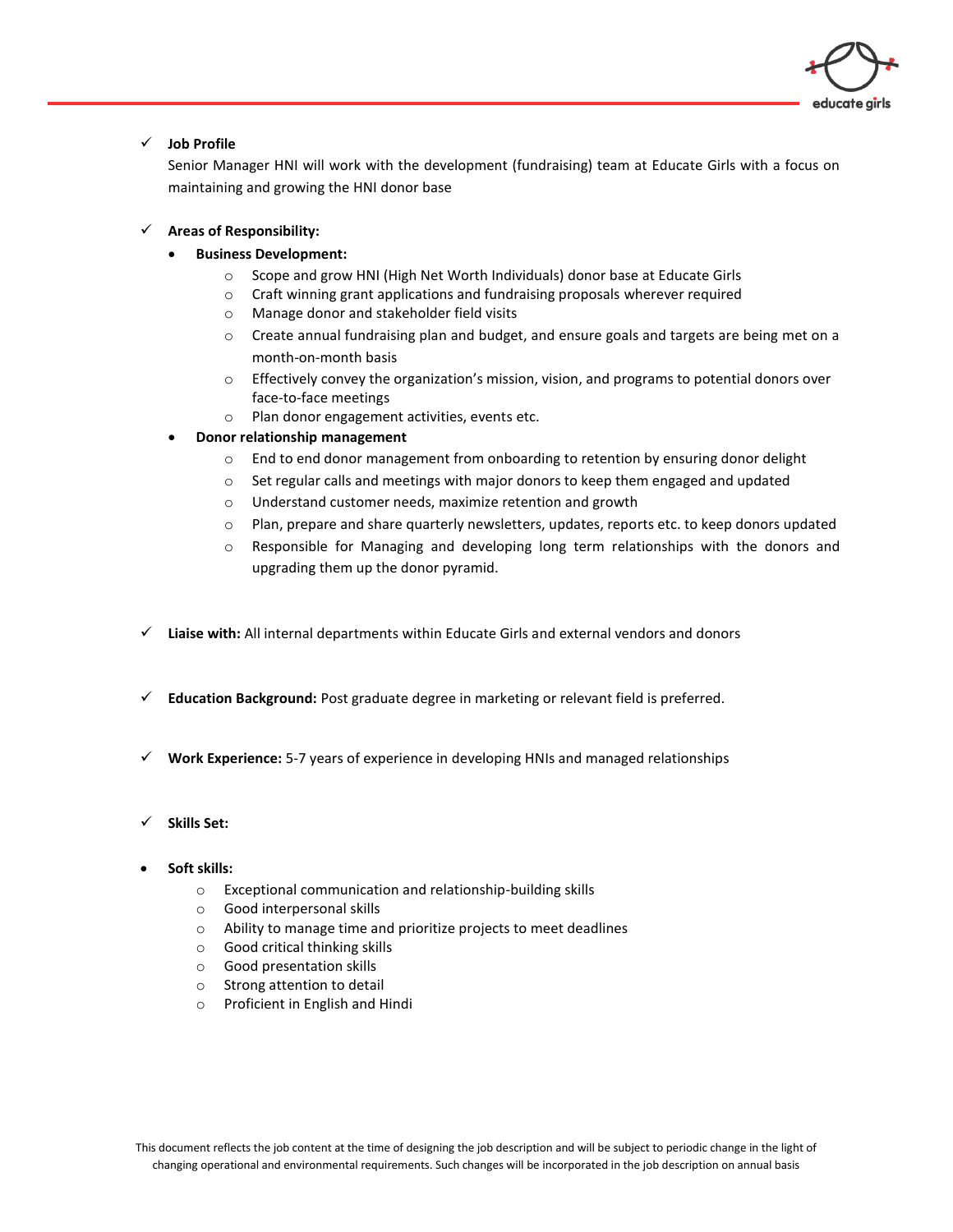- ✓ **Job Profile**

  Senior Manager HNI will work with the development (fundraising) team at Educate Girls with a focus on maintaining and growing the HNI donor base

- ✓ **Areas of Responsibility:**
  - **Business Development:**
    - Scope and grow HNI (High Net Worth Individuals) donor base at Educate Girls
    - Craft winning grant applications and fundraising proposals wherever required
    - Manage donor and stakeholder field visits
    - Create annual fundraising plan and budget, and ensure goals and targets are being met on a month-on-month basis
    - Effectively convey the organization's mission, vision, and programs to potential donors over face-to-face meetings
    - Plan donor engagement activities, events etc.
  - **Donor relationship management**
    - End to end donor management from onboarding to retention by ensuring donor delight
    - Set regular calls and meetings with major donors to keep them engaged and updated
    - Understand customer needs, maximize retention and growth
    - Plan, prepare and share quarterly newsletters, updates, reports etc. to keep donors updated
    - Responsible for Managing and developing long term relationships with the donors and upgrading them up the donor pyramid.

- ✓ **Liaise with:** All internal departments within Educate Girls and external vendors and donors

- ✓ **Education Background:** Post graduate degree in marketing or relevant field is preferred.

- ✓ **Work Experience:** 5-7 years of experience in developing HNIs and managed relationships

- ✓ **Skills Set:**

- **Soft skills:**
  - Exceptional communication and relationship-building skills
  - Good interpersonal skills
  - Ability to manage time and prioritize projects to meet deadlines
  - Good critical thinking skills
  - Good presentation skills
  - Strong attention to detail
  - Proficient in English and Hindi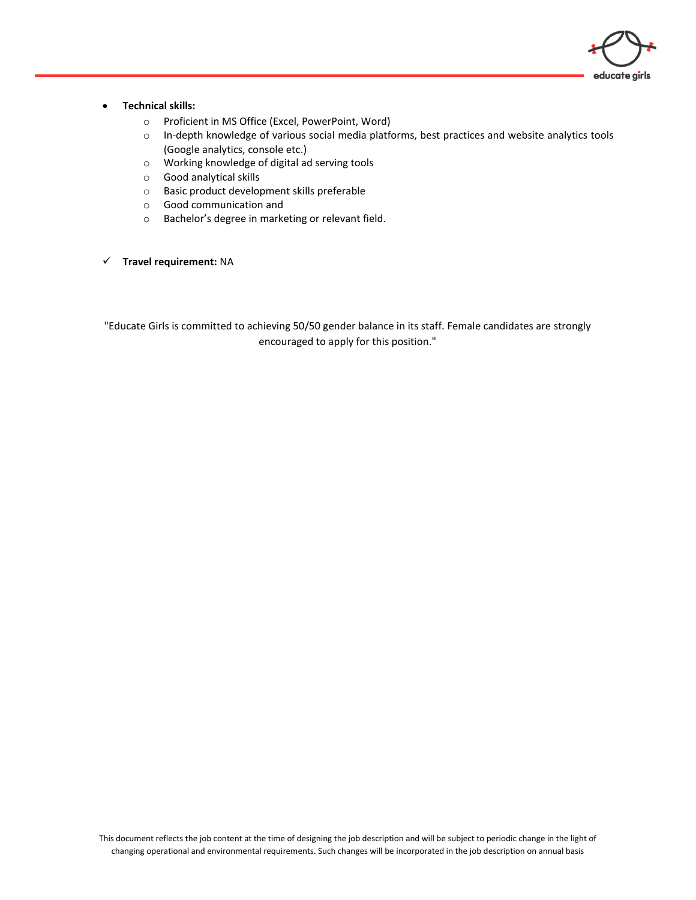- **Technical skills:**
  - Proficient in MS Office (Excel, PowerPoint, Word)
  - In-depth knowledge of various social media platforms, best practices and website analytics tools (Google analytics, console etc.)
  - Working knowledge of digital ad serving tools
  - Good analytical skills
  - Basic product development skills preferable
  - Good communication and
  - Bachelor's degree in marketing or relevant field.

✓ **Travel requirement:** NA

"Educate Girls is committed to achieving 50/50 gender balance in its staff. Female candidates are strongly encouraged to apply for this position."

This document reflects the job content at the time of designing the job description and will be subject to periodic change in the light of changing operational and environmental requirements. Such changes will be incorporated in the job description on annual basis